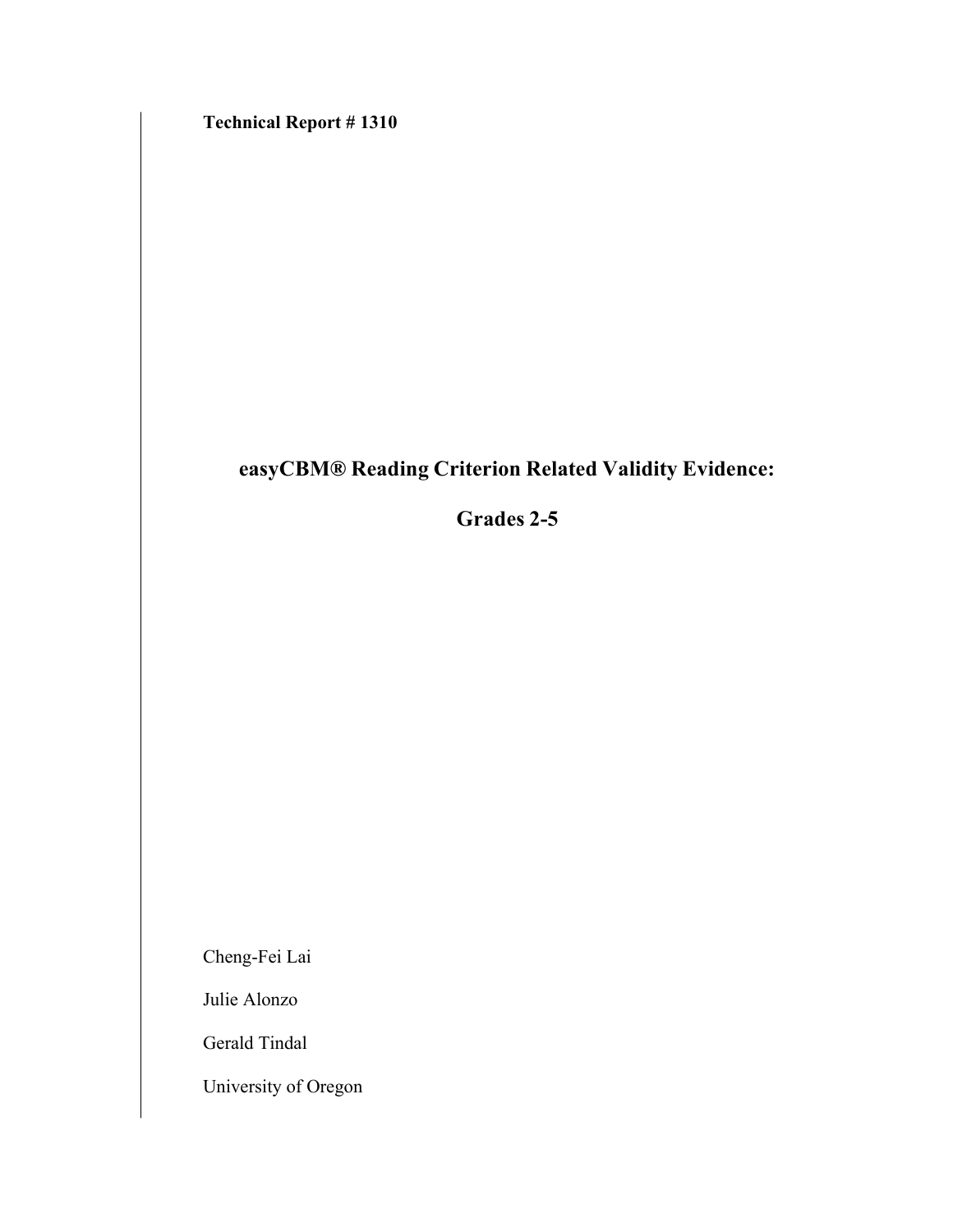**Technical Report # 1310**

# easyCBM® Reading Criterion Related Validity Evidence:

# Grades 2-5

Cheng-Fei Lai

Julie Alonzo

Gerald Tindal

University of Oregon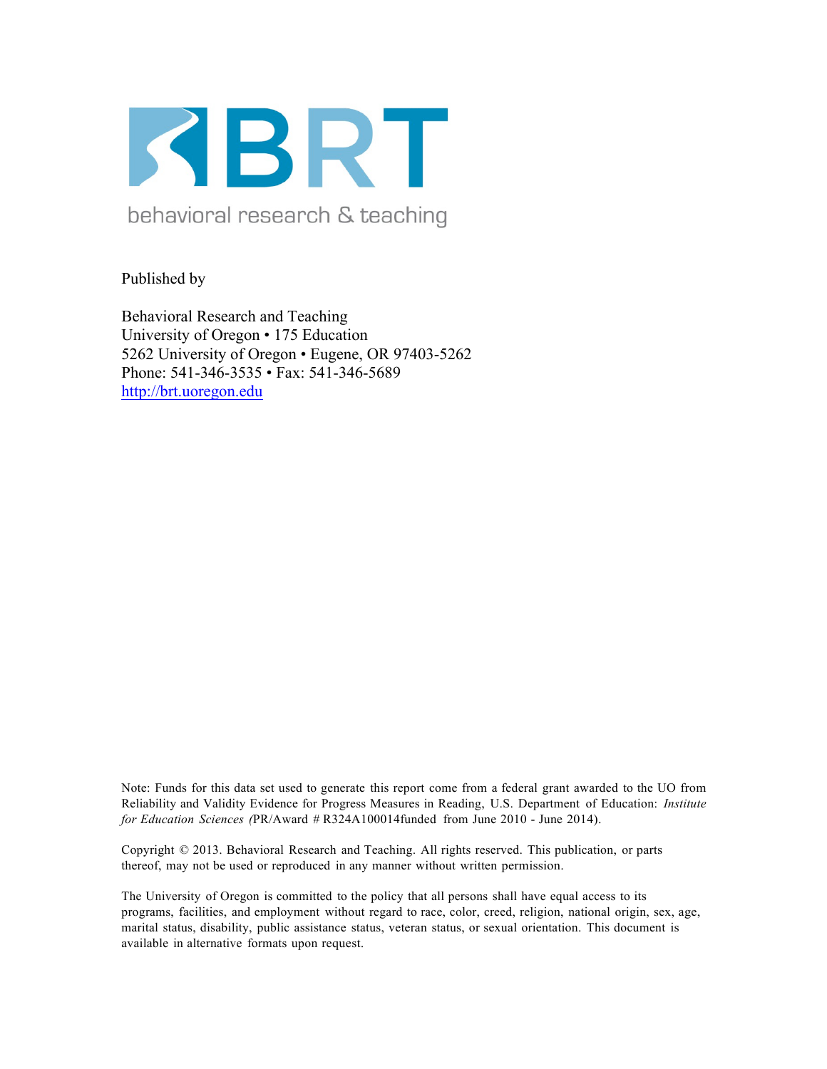BRT

behavioral research & teaching

Published by

Behavioral Research and Teaching
University of Oregon • 175 Education
5262 University of Oregon • Eugene, OR 97403-5262
Phone: 541-346-3535 • Fax: 541-346-5689
http://brt.uoregon.edu

Note: Funds for this data set used to generate this report come from a federal grant awarded to the UO from Reliability and Validity Evidence for Progress Measures in Reading, U.S. Department of Education: *Institute for Education Sciences (*PR/Award # R324A100014funded from June 2010 - June 2014).

Copyright © 2013. Behavioral Research and Teaching. All rights reserved. This publication, or parts thereof, may not be used or reproduced in any manner without written permission.

The University of Oregon is committed to the policy that all persons shall have equal access to its programs, facilities, and employment without regard to race, color, creed, religion, national origin, sex, age, marital status, disability, public assistance status, veteran status, or sexual orientation. This document is available in alternative formats upon request.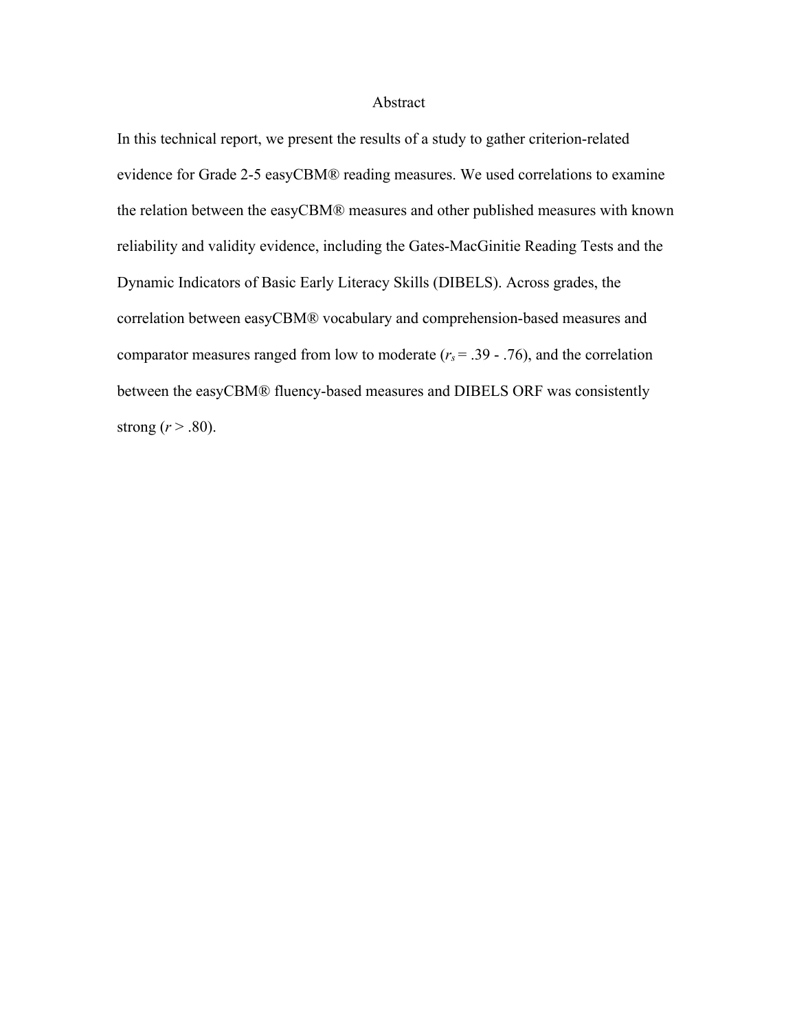# Abstract

In this technical report, we present the results of a study to gather criterion-related evidence for Grade 2-5 easyCBM® reading measures. We used correlations to examine the relation between the easyCBM® measures and other published measures with known reliability and validity evidence, including the Gates-MacGinitie Reading Tests and the Dynamic Indicators of Basic Early Literacy Skills (DIBELS). Across grades, the correlation between easyCBM® vocabulary and comprehension-based measures and comparator measures ranged from low to moderate ($r_s$ = .39 - .76), and the correlation between the easyCBM® fluency-based measures and DIBELS ORF was consistently strong ($r$ > .80).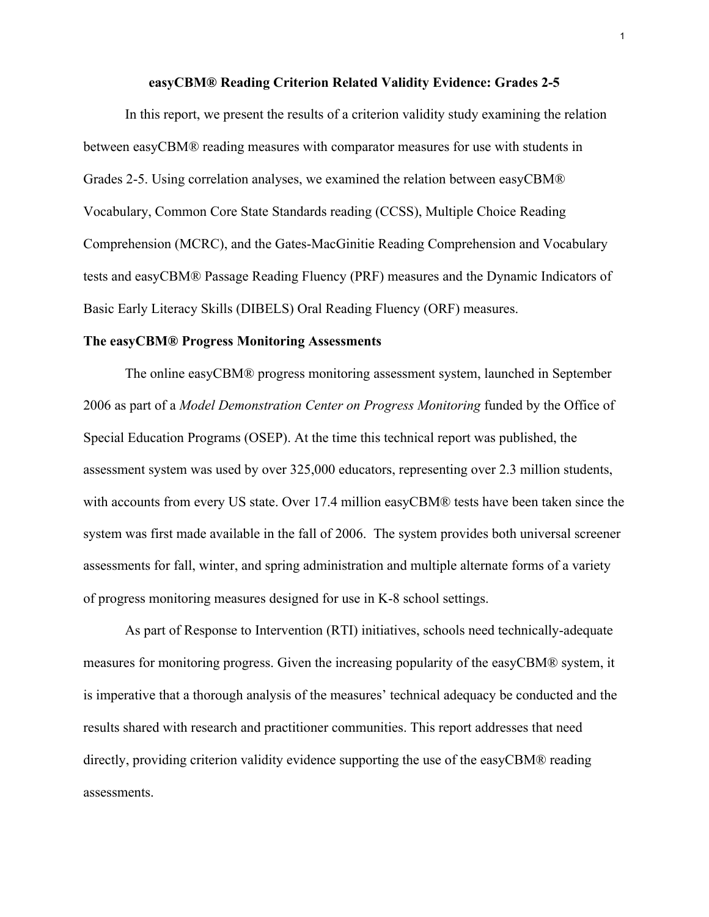# easyCBM® Reading Criterion Related Validity Evidence: Grades 2-5

In this report, we present the results of a criterion validity study examining the relation between easyCBM® reading measures with comparator measures for use with students in Grades 2-5. Using correlation analyses, we examined the relation between easyCBM® Vocabulary, Common Core State Standards reading (CCSS), Multiple Choice Reading Comprehension (MCRC), and the Gates-MacGinitie Reading Comprehension and Vocabulary tests and easyCBM® Passage Reading Fluency (PRF) measures and the Dynamic Indicators of Basic Early Literacy Skills (DIBELS) Oral Reading Fluency (ORF) measures.

## The easyCBM® Progress Monitoring Assessments

The online easyCBM® progress monitoring assessment system, launched in September 2006 as part of a *Model Demonstration Center on Progress Monitoring* funded by the Office of Special Education Programs (OSEP). At the time this technical report was published, the assessment system was used by over 325,000 educators, representing over 2.3 million students, with accounts from every US state. Over 17.4 million easyCBM® tests have been taken since the system was first made available in the fall of 2006. The system provides both universal screener assessments for fall, winter, and spring administration and multiple alternate forms of a variety of progress monitoring measures designed for use in K-8 school settings.

As part of Response to Intervention (RTI) initiatives, schools need technically-adequate measures for monitoring progress. Given the increasing popularity of the easyCBM® system, it is imperative that a thorough analysis of the measures' technical adequacy be conducted and the results shared with research and practitioner communities. This report addresses that need directly, providing criterion validity evidence supporting the use of the easyCBM® reading assessments.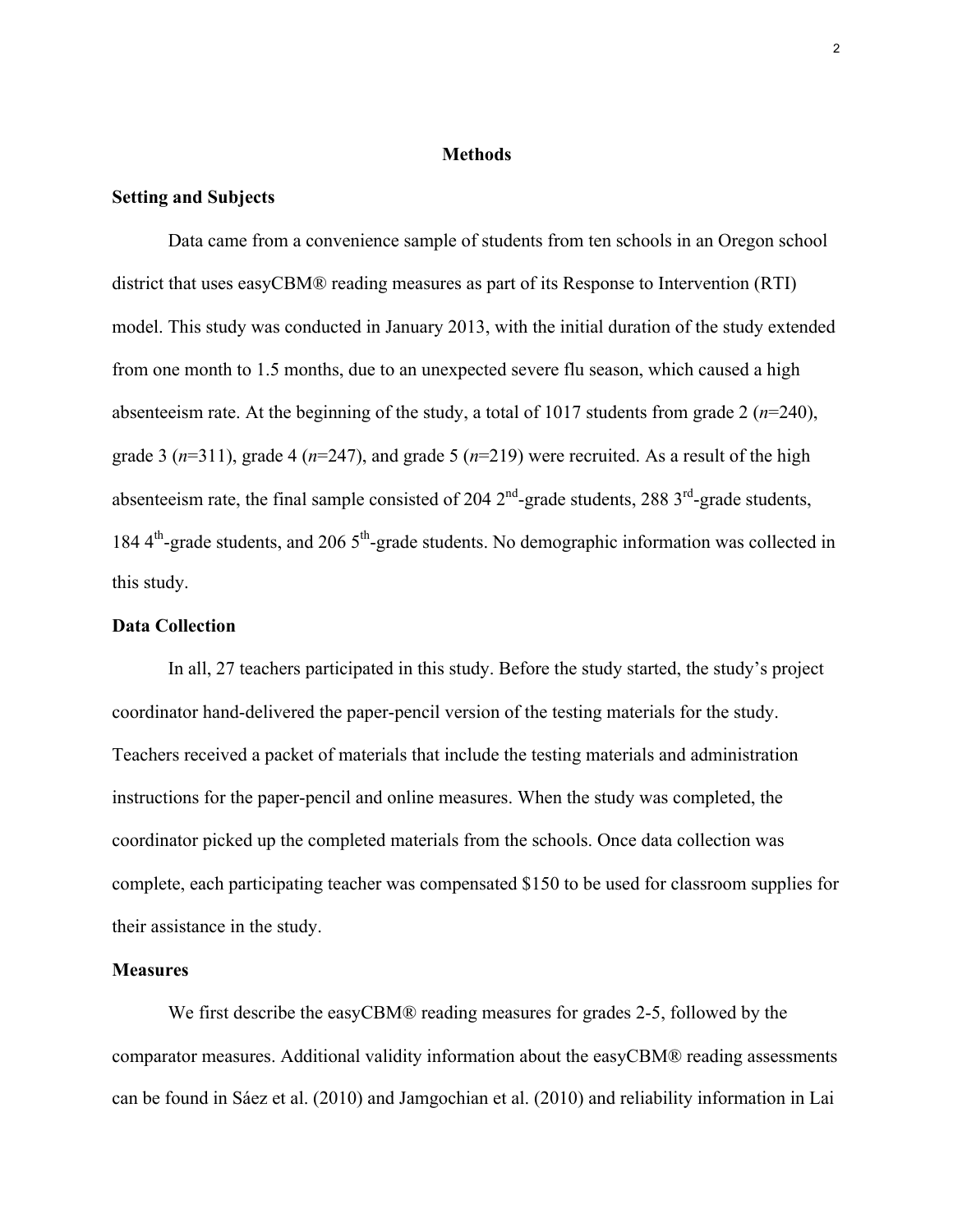# Methods

## Setting and Subjects

Data came from a convenience sample of students from ten schools in an Oregon school district that uses easyCBM® reading measures as part of its Response to Intervention (RTI) model. This study was conducted in January 2013, with the initial duration of the study extended from one month to 1.5 months, due to an unexpected severe flu season, which caused a high absenteeism rate. At the beginning of the study, a total of 1017 students from grade 2 ($n$=240), grade 3 ($n$=311), grade 4 ($n$=247), and grade 5 ($n$=219) were recruited. As a result of the high absenteeism rate, the final sample consisted of 204 2nd-grade students, 288 3rd-grade students, 184 4th-grade students, and 206 5th-grade students. No demographic information was collected in this study.

## Data Collection

In all, 27 teachers participated in this study. Before the study started, the study's project coordinator hand-delivered the paper-pencil version of the testing materials for the study. Teachers received a packet of materials that include the testing materials and administration instructions for the paper-pencil and online measures. When the study was completed, the coordinator picked up the completed materials from the schools. Once data collection was complete, each participating teacher was compensated $150 to be used for classroom supplies for their assistance in the study.

## Measures

We first describe the easyCBM® reading measures for grades 2-5, followed by the comparator measures. Additional validity information about the easyCBM® reading assessments can be found in Sáez et al. (2010) and Jamgochian et al. (2010) and reliability information in Lai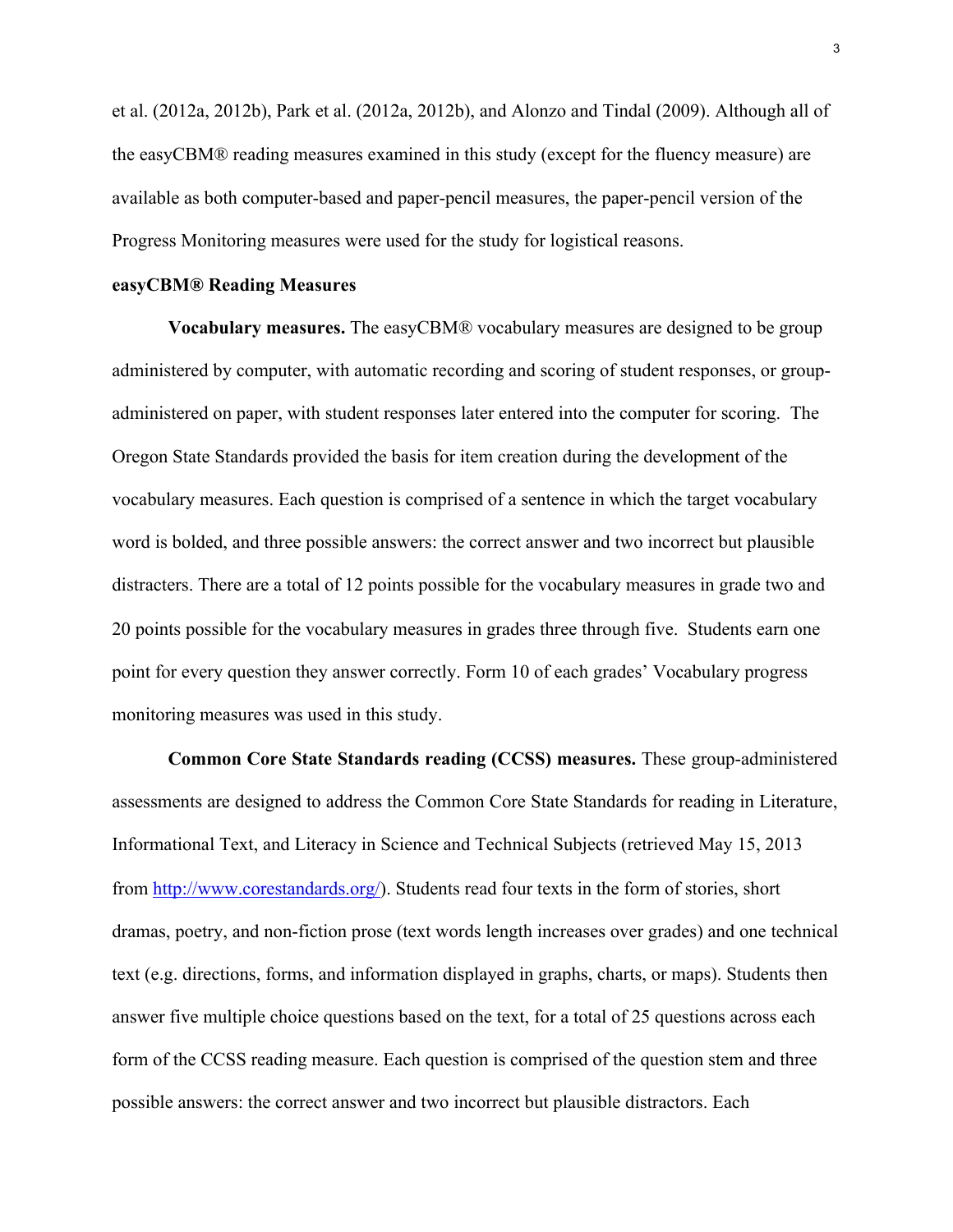et al. (2012a, 2012b), Park et al. (2012a, 2012b), and Alonzo and Tindal (2009). Although all of the easyCBM® reading measures examined in this study (except for the fluency measure) are available as both computer-based and paper-pencil measures, the paper-pencil version of the Progress Monitoring measures were used for the study for logistical reasons.

**easyCBM® Reading Measures**

**Vocabulary measures.** The easyCBM® vocabulary measures are designed to be group administered by computer, with automatic recording and scoring of student responses, or group-administered on paper, with student responses later entered into the computer for scoring. The Oregon State Standards provided the basis for item creation during the development of the vocabulary measures. Each question is comprised of a sentence in which the target vocabulary word is bolded, and three possible answers: the correct answer and two incorrect but plausible distracters. There are a total of 12 points possible for the vocabulary measures in grade two and 20 points possible for the vocabulary measures in grades three through five. Students earn one point for every question they answer correctly. Form 10 of each grades' Vocabulary progress monitoring measures was used in this study.

**Common Core State Standards reading (CCSS) measures.** These group-administered assessments are designed to address the Common Core State Standards for reading in Literature, Informational Text, and Literacy in Science and Technical Subjects (retrieved May 15, 2013 from http://www.corestandards.org/). Students read four texts in the form of stories, short dramas, poetry, and non-fiction prose (text words length increases over grades) and one technical text (e.g. directions, forms, and information displayed in graphs, charts, or maps). Students then answer five multiple choice questions based on the text, for a total of 25 questions across each form of the CCSS reading measure. Each question is comprised of the question stem and three possible answers: the correct answer and two incorrect but plausible distractors. Each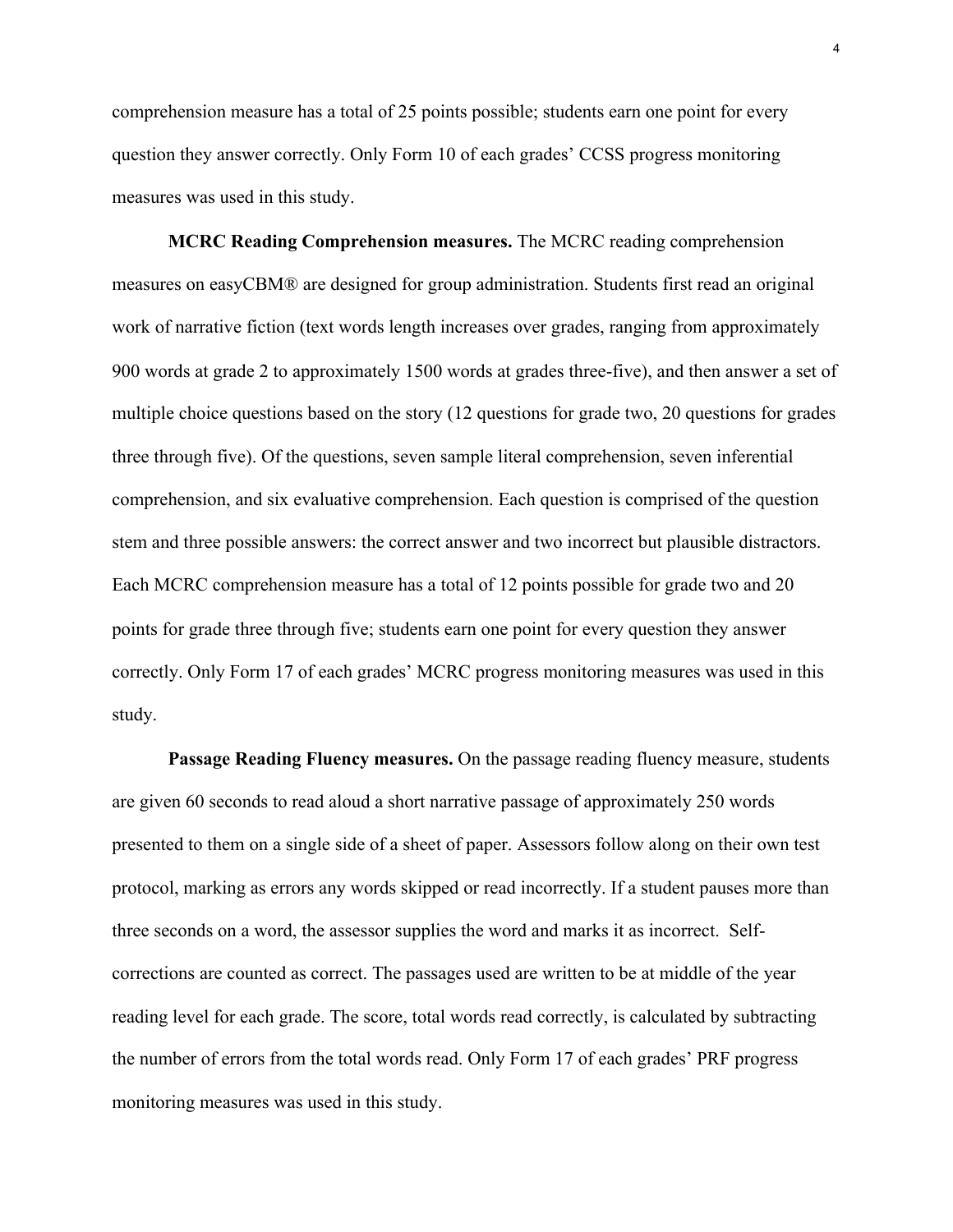comprehension measure has a total of 25 points possible; students earn one point for every question they answer correctly. Only Form 10 of each grades' CCSS progress monitoring measures was used in this study.

**MCRC Reading Comprehension measures.** The MCRC reading comprehension measures on easyCBM® are designed for group administration. Students first read an original work of narrative fiction (text words length increases over grades, ranging from approximately 900 words at grade 2 to approximately 1500 words at grades three-five), and then answer a set of multiple choice questions based on the story (12 questions for grade two, 20 questions for grades three through five). Of the questions, seven sample literal comprehension, seven inferential comprehension, and six evaluative comprehension. Each question is comprised of the question stem and three possible answers: the correct answer and two incorrect but plausible distractors. Each MCRC comprehension measure has a total of 12 points possible for grade two and 20 points for grade three through five; students earn one point for every question they answer correctly. Only Form 17 of each grades' MCRC progress monitoring measures was used in this study.

**Passage Reading Fluency measures.** On the passage reading fluency measure, students are given 60 seconds to read aloud a short narrative passage of approximately 250 words presented to them on a single side of a sheet of paper. Assessors follow along on their own test protocol, marking as errors any words skipped or read incorrectly. If a student pauses more than three seconds on a word, the assessor supplies the word and marks it as incorrect. Self-corrections are counted as correct. The passages used are written to be at middle of the year reading level for each grade. The score, total words read correctly, is calculated by subtracting the number of errors from the total words read. Only Form 17 of each grades' PRF progress monitoring measures was used in this study.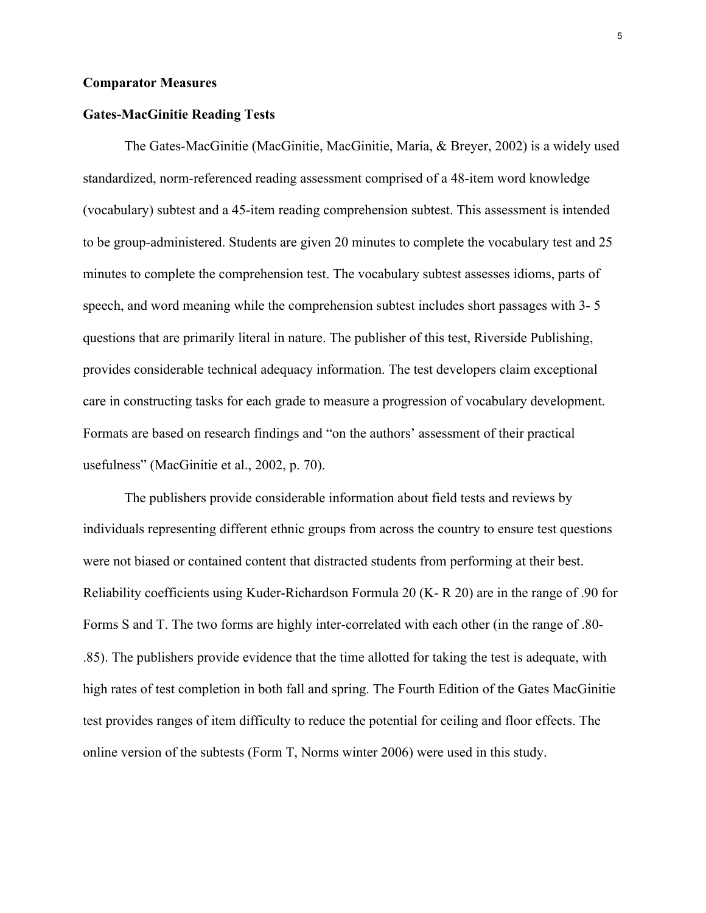## Comparator Measures

### Gates-MacGinitie Reading Tests

The Gates-MacGinitie (MacGinitie, MacGinitie, Maria, & Breyer, 2002) is a widely used standardized, norm-referenced reading assessment comprised of a 48-item word knowledge (vocabulary) subtest and a 45-item reading comprehension subtest. This assessment is intended to be group-administered. Students are given 20 minutes to complete the vocabulary test and 25 minutes to complete the comprehension test. The vocabulary subtest assesses idioms, parts of speech, and word meaning while the comprehension subtest includes short passages with 3- 5 questions that are primarily literal in nature. The publisher of this test, Riverside Publishing, provides considerable technical adequacy information. The test developers claim exceptional care in constructing tasks for each grade to measure a progression of vocabulary development. Formats are based on research findings and "on the authors' assessment of their practical usefulness" (MacGinitie et al., 2002, p. 70).

The publishers provide considerable information about field tests and reviews by individuals representing different ethnic groups from across the country to ensure test questions were not biased or contained content that distracted students from performing at their best. Reliability coefficients using Kuder-Richardson Formula 20 (K- R 20) are in the range of .90 for Forms S and T. The two forms are highly inter-correlated with each other (in the range of .80- .85). The publishers provide evidence that the time allotted for taking the test is adequate, with high rates of test completion in both fall and spring. The Fourth Edition of the Gates MacGinitie test provides ranges of item difficulty to reduce the potential for ceiling and floor effects. The online version of the subtests (Form T, Norms winter 2006) were used in this study.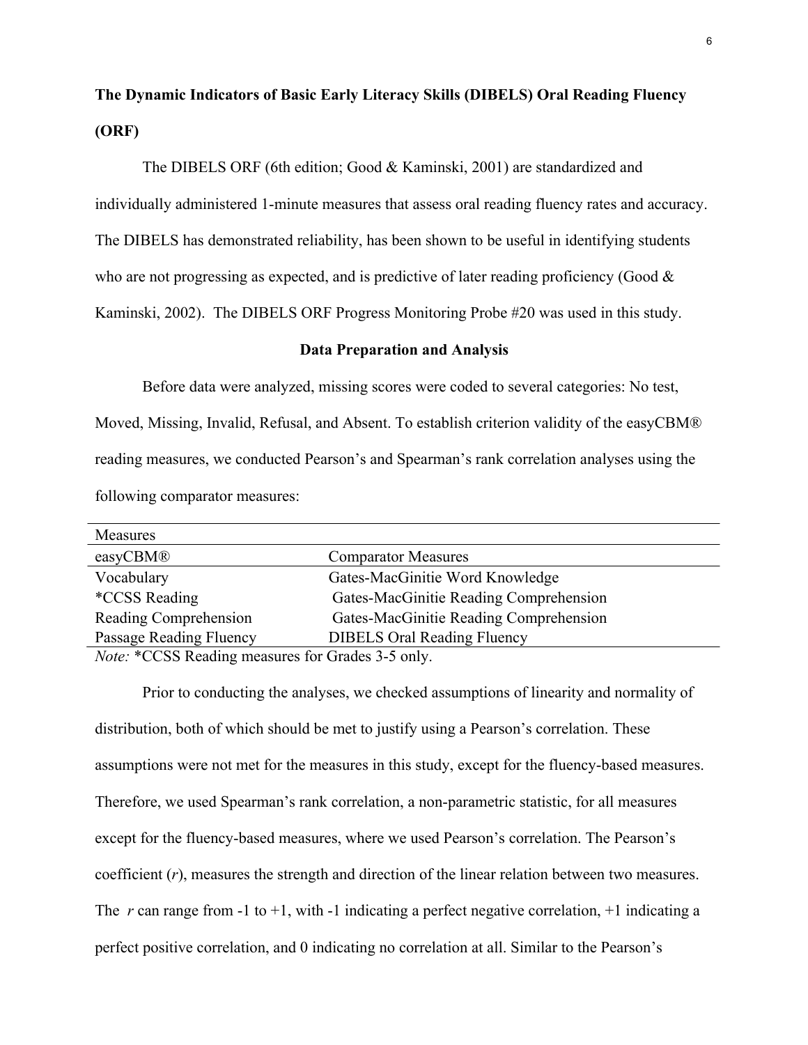**The Dynamic Indicators of Basic Early Literacy Skills (DIBELS) Oral Reading Fluency (ORF)**

The DIBELS ORF (6th edition; Good & Kaminski, 2001) are standardized and individually administered 1-minute measures that assess oral reading fluency rates and accuracy. The DIBELS has demonstrated reliability, has been shown to be useful in identifying students who are not progressing as expected, and is predictive of later reading proficiency (Good & Kaminski, 2002). The DIBELS ORF Progress Monitoring Probe #20 was used in this study.

**Data Preparation and Analysis**

Before data were analyzed, missing scores were coded to several categories: No test, Moved, Missing, Invalid, Refusal, and Absent. To establish criterion validity of the easyCBM® reading measures, we conducted Pearson's and Spearman's rank correlation analyses using the following comparator measures:

| Measures | |
|---|---|
| easyCBM® | Comparator Measures |
| Vocabulary | Gates-MacGinitie Word Knowledge |
| *CCSS Reading | Gates-MacGinitie Reading Comprehension |
| Reading Comprehension | Gates-MacGinitie Reading Comprehension |
| Passage Reading Fluency | DIBELS Oral Reading Fluency |

*Note:* *CCSS Reading measures for Grades 3-5 only.

Prior to conducting the analyses, we checked assumptions of linearity and normality of distribution, both of which should be met to justify using a Pearson's correlation. These assumptions were not met for the measures in this study, except for the fluency-based measures. Therefore, we used Spearman's rank correlation, a non-parametric statistic, for all measures except for the fluency-based measures, where we used Pearson's correlation. The Pearson's coefficient ($r$), measures the strength and direction of the linear relation between two measures. The $r$ can range from -1 to +1, with -1 indicating a perfect negative correlation, +1 indicating a perfect positive correlation, and 0 indicating no correlation at all. Similar to the Pearson's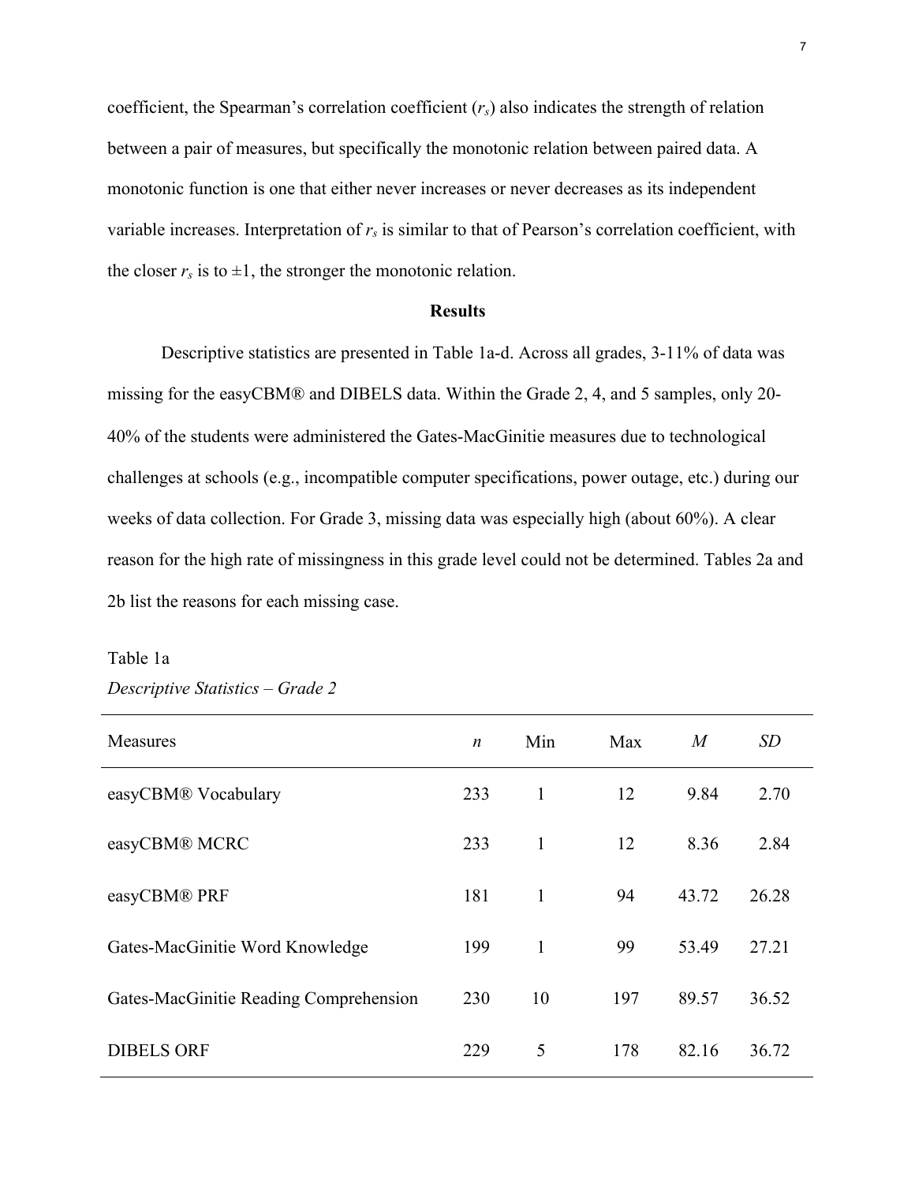coefficient, the Spearman's correlation coefficient ($r_s$) also indicates the strength of relation between a pair of measures, but specifically the monotonic relation between paired data. A monotonic function is one that either never increases or never decreases as its independent variable increases. Interpretation of $r_s$ is similar to that of Pearson's correlation coefficient, with the closer $r_s$ is to ±1, the stronger the monotonic relation.

## Results

Descriptive statistics are presented in Table 1a-d. Across all grades, 3-11% of data was missing for the easyCBM® and DIBELS data. Within the Grade 2, 4, and 5 samples, only 20-40% of the students were administered the Gates-MacGinitie measures due to technological challenges at schools (e.g., incompatible computer specifications, power outage, etc.) during our weeks of data collection. For Grade 3, missing data was especially high (about 60%). A clear reason for the high rate of missingness in this grade level could not be determined. Tables 2a and 2b list the reasons for each missing case.

Table 1a

*Descriptive Statistics – Grade 2*

| Measures | *n* | Min | Max | *M* | *SD* |
|---|---|---|---|---|---|
| easyCBM® Vocabulary | 233 | 1 | 12 | 9.84 | 2.70 |
| easyCBM® MCRC | 233 | 1 | 12 | 8.36 | 2.84 |
| easyCBM® PRF | 181 | 1 | 94 | 43.72 | 26.28 |
| Gates-MacGinitie Word Knowledge | 199 | 1 | 99 | 53.49 | 27.21 |
| Gates-MacGinitie Reading Comprehension | 230 | 10 | 197 | 89.57 | 36.52 |
| DIBELS ORF | 229 | 5 | 178 | 82.16 | 36.72 |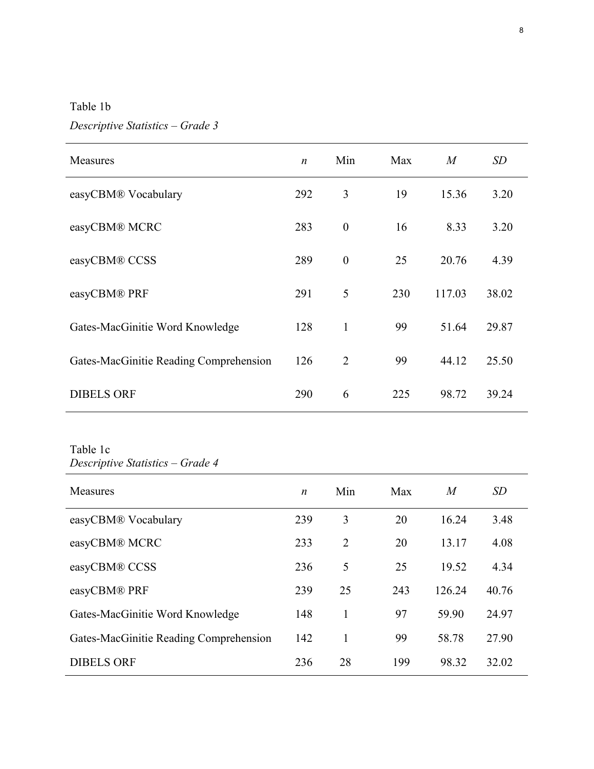Table 1b

*Descriptive Statistics – Grade 3*

| Measures | *n* | Min | Max | *M* | *SD* |
|---|---|---|---|---|---|
| easyCBM® Vocabulary | 292 | 3 | 19 | 15.36 | 3.20 |
| easyCBM® MCRC | 283 | 0 | 16 | 8.33 | 3.20 |
| easyCBM® CCSS | 289 | 0 | 25 | 20.76 | 4.39 |
| easyCBM® PRF | 291 | 5 | 230 | 117.03 | 38.02 |
| Gates-MacGinitie Word Knowledge | 128 | 1 | 99 | 51.64 | 29.87 |
| Gates-MacGinitie Reading Comprehension | 126 | 2 | 99 | 44.12 | 25.50 |
| DIBELS ORF | 290 | 6 | 225 | 98.72 | 39.24 |

Table 1c

*Descriptive Statistics – Grade 4*

| Measures | *n* | Min | Max | *M* | *SD* |
|---|---|---|---|---|---|
| easyCBM® Vocabulary | 239 | 3 | 20 | 16.24 | 3.48 |
| easyCBM® MCRC | 233 | 2 | 20 | 13.17 | 4.08 |
| easyCBM® CCSS | 236 | 5 | 25 | 19.52 | 4.34 |
| easyCBM® PRF | 239 | 25 | 243 | 126.24 | 40.76 |
| Gates-MacGinitie Word Knowledge | 148 | 1 | 97 | 59.90 | 24.97 |
| Gates-MacGinitie Reading Comprehension | 142 | 1 | 99 | 58.78 | 27.90 |
| DIBELS ORF | 236 | 28 | 199 | 98.32 | 32.02 |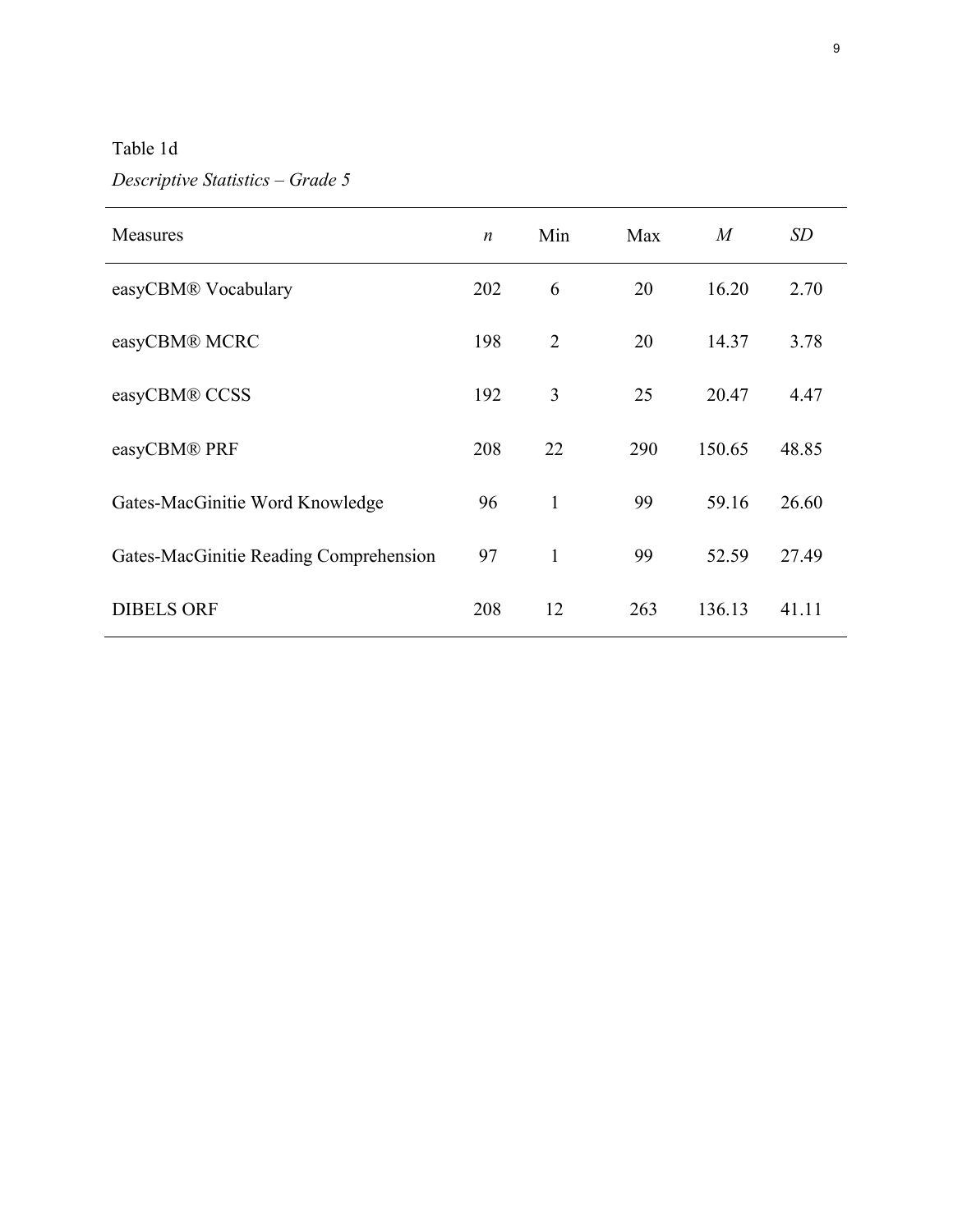Table 1d

*Descriptive Statistics – Grade 5*

| Measures | *n* | Min | Max | *M* | *SD* |
|---|---|---|---|---|---|
| easyCBM® Vocabulary | 202 | 6 | 20 | 16.20 | 2.70 |
| easyCBM® MCRC | 198 | 2 | 20 | 14.37 | 3.78 |
| easyCBM® CCSS | 192 | 3 | 25 | 20.47 | 4.47 |
| easyCBM® PRF | 208 | 22 | 290 | 150.65 | 48.85 |
| Gates-MacGinitie Word Knowledge | 96 | 1 | 99 | 59.16 | 26.60 |
| Gates-MacGinitie Reading Comprehension | 97 | 1 | 99 | 52.59 | 27.49 |
| DIBELS ORF | 208 | 12 | 263 | 136.13 | 41.11 |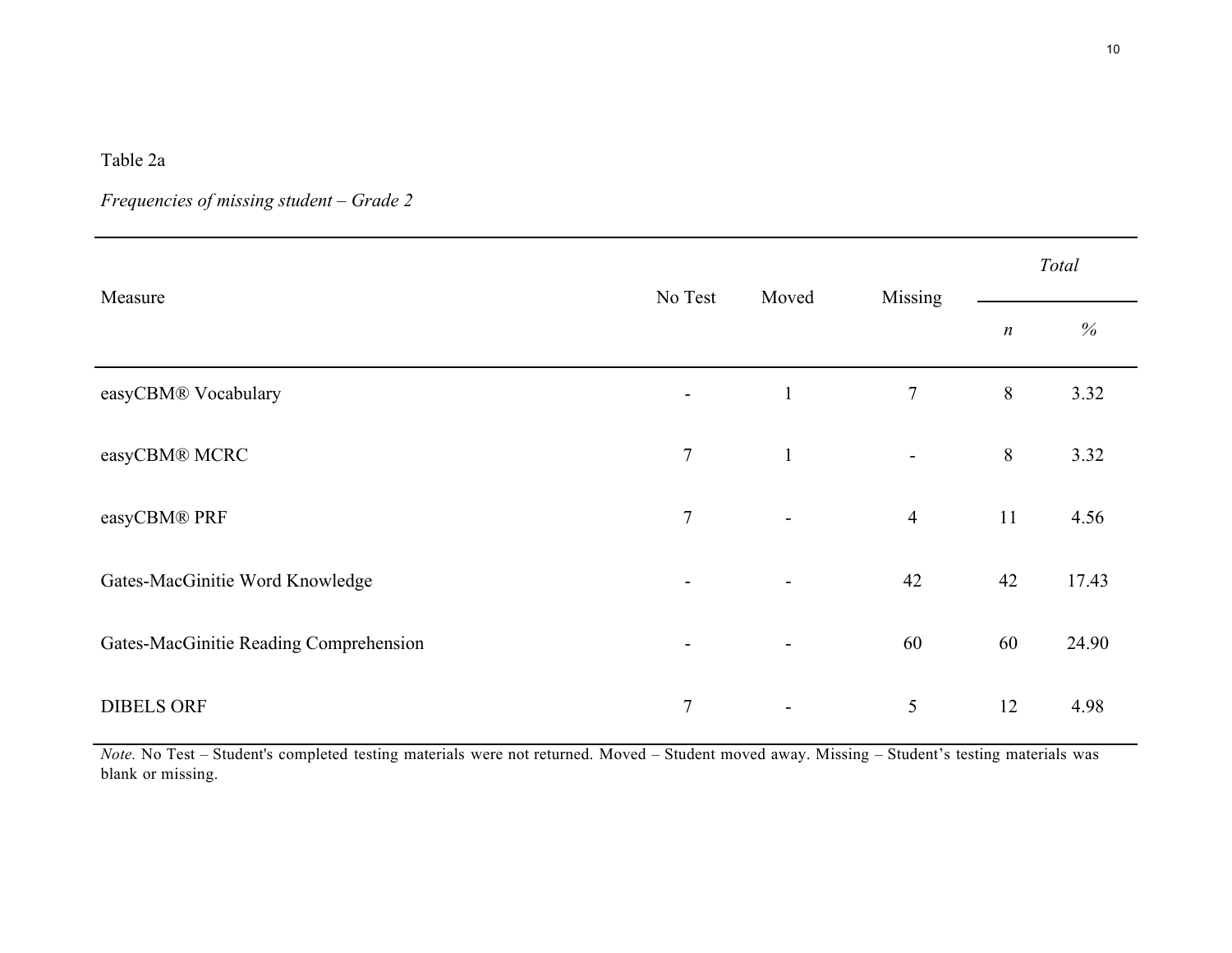Table 2a

*Frequencies of missing student – Grade 2*

| Measure | No Test | Moved | Missing | *Total* | |
|---|---|---|---|---|---|
| | | | | *n* | *%* |
| easyCBM® Vocabulary | - | 1 | 7 | 8 | 3.32 |
| easyCBM® MCRC | 7 | 1 | - | 8 | 3.32 |
| easyCBM® PRF | 7 | - | 4 | 11 | 4.56 |
| Gates-MacGinitie Word Knowledge | - | - | 42 | 42 | 17.43 |
| Gates-MacGinitie Reading Comprehension | - | - | 60 | 60 | 24.90 |
| DIBELS ORF | 7 | - | 5 | 12 | 4.98 |

*Note.* No Test – Student's completed testing materials were not returned. Moved – Student moved away. Missing – Student's testing materials was blank or missing.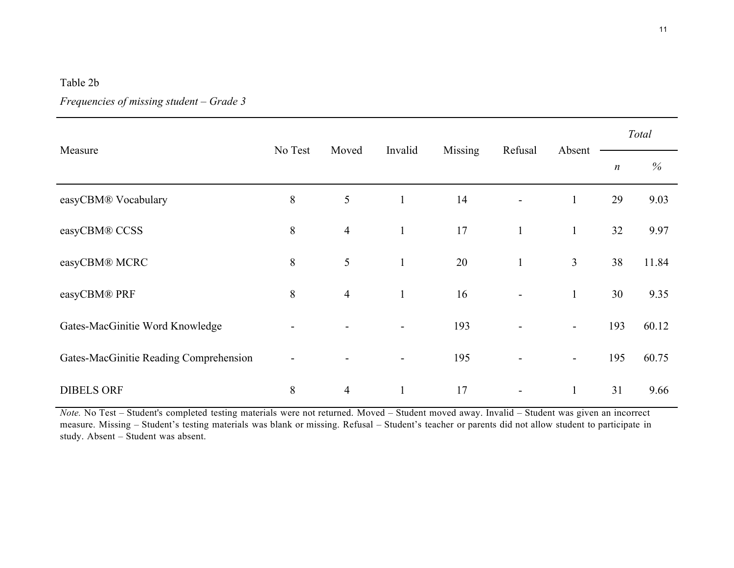Table 2b

*Frequencies of missing student – Grade 3*

| Measure | No Test | Moved | Invalid | Missing | Refusal | Absent | *Total* | |
|---|---|---|---|---|---|---|---|---|
| | | | | | | | *n* | *%* |
| easyCBM® Vocabulary | 8 | 5 | 1 | 14 | - | 1 | 29 | 9.03 |
| easyCBM® CCSS | 8 | 4 | 1 | 17 | 1 | 1 | 32 | 9.97 |
| easyCBM® MCRC | 8 | 5 | 1 | 20 | 1 | 3 | 38 | 11.84 |
| easyCBM® PRF | 8 | 4 | 1 | 16 | - | 1 | 30 | 9.35 |
| Gates-MacGinitie Word Knowledge | - | - | - | 193 | - | - | 193 | 60.12 |
| Gates-MacGinitie Reading Comprehension | - | - | - | 195 | - | - | 195 | 60.75 |
| DIBELS ORF | 8 | 4 | 1 | 17 | - | 1 | 31 | 9.66 |

*Note.* No Test – Student's completed testing materials were not returned. Moved – Student moved away. Invalid – Student was given an incorrect measure. Missing – Student's testing materials was blank or missing. Refusal – Student's teacher or parents did not allow student to participate in study. Absent – Student was absent.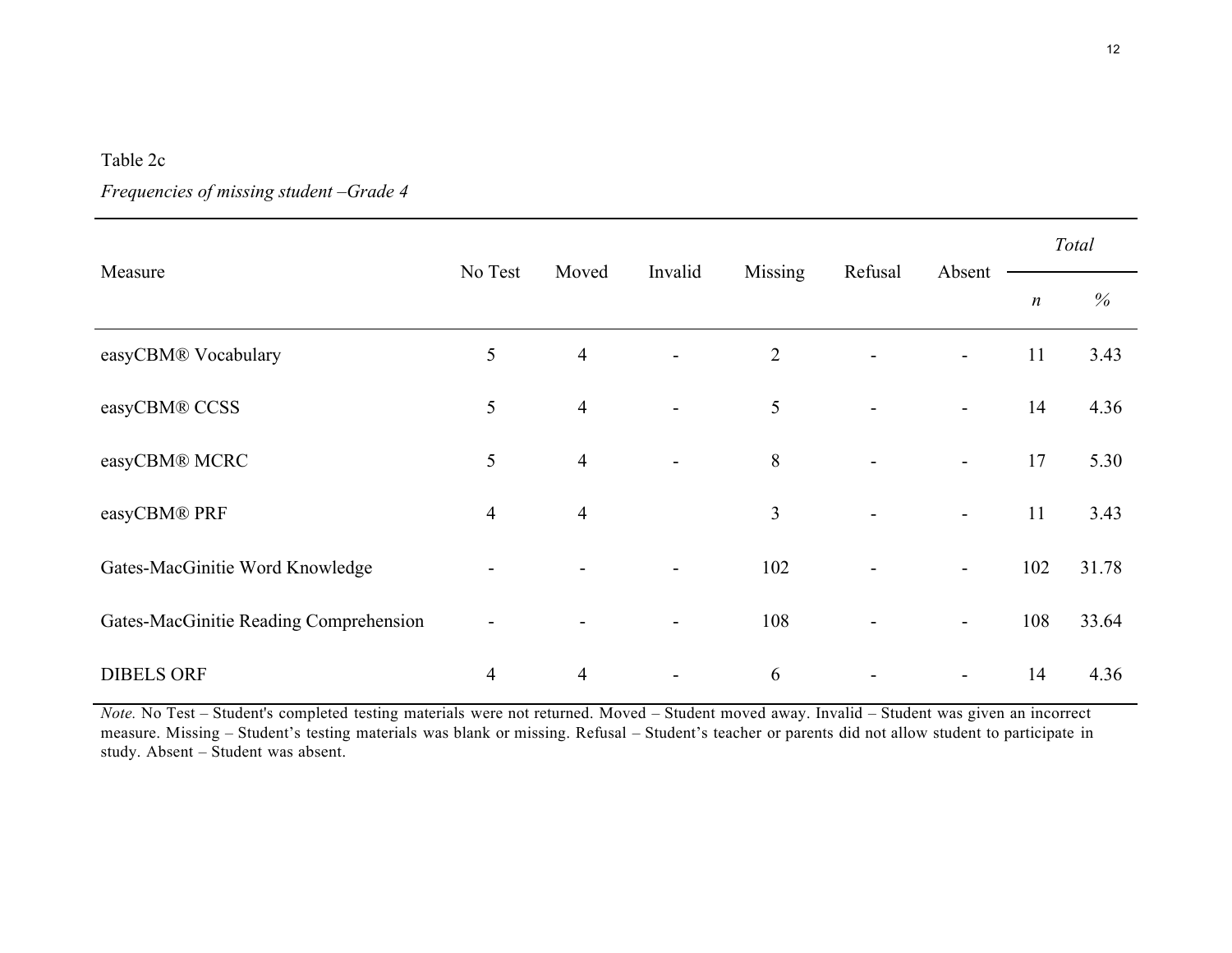Table 2c

*Frequencies of missing student –Grade 4*

| Measure | No Test | Moved | Invalid | Missing | Refusal | Absent | *Total* | |
|---|---|---|---|---|---|---|---|---|
| | | | | | | | *n* | *%* |
| easyCBM® Vocabulary | 5 | 4 | - | 2 | - | - | 11 | 3.43 |
| easyCBM® CCSS | 5 | 4 | - | 5 | - | - | 14 | 4.36 |
| easyCBM® MCRC | 5 | 4 | - | 8 | - | - | 17 | 5.30 |
| easyCBM® PRF | 4 | 4 | | 3 | - | - | 11 | 3.43 |
| Gates-MacGinitie Word Knowledge | - | - | - | 102 | - | - | 102 | 31.78 |
| Gates-MacGinitie Reading Comprehension | - | - | - | 108 | - | - | 108 | 33.64 |
| DIBELS ORF | 4 | 4 | - | 6 | - | - | 14 | 4.36 |

*Note.* No Test – Student's completed testing materials were not returned. Moved – Student moved away. Invalid – Student was given an incorrect measure. Missing – Student's testing materials was blank or missing. Refusal – Student's teacher or parents did not allow student to participate in study. Absent – Student was absent.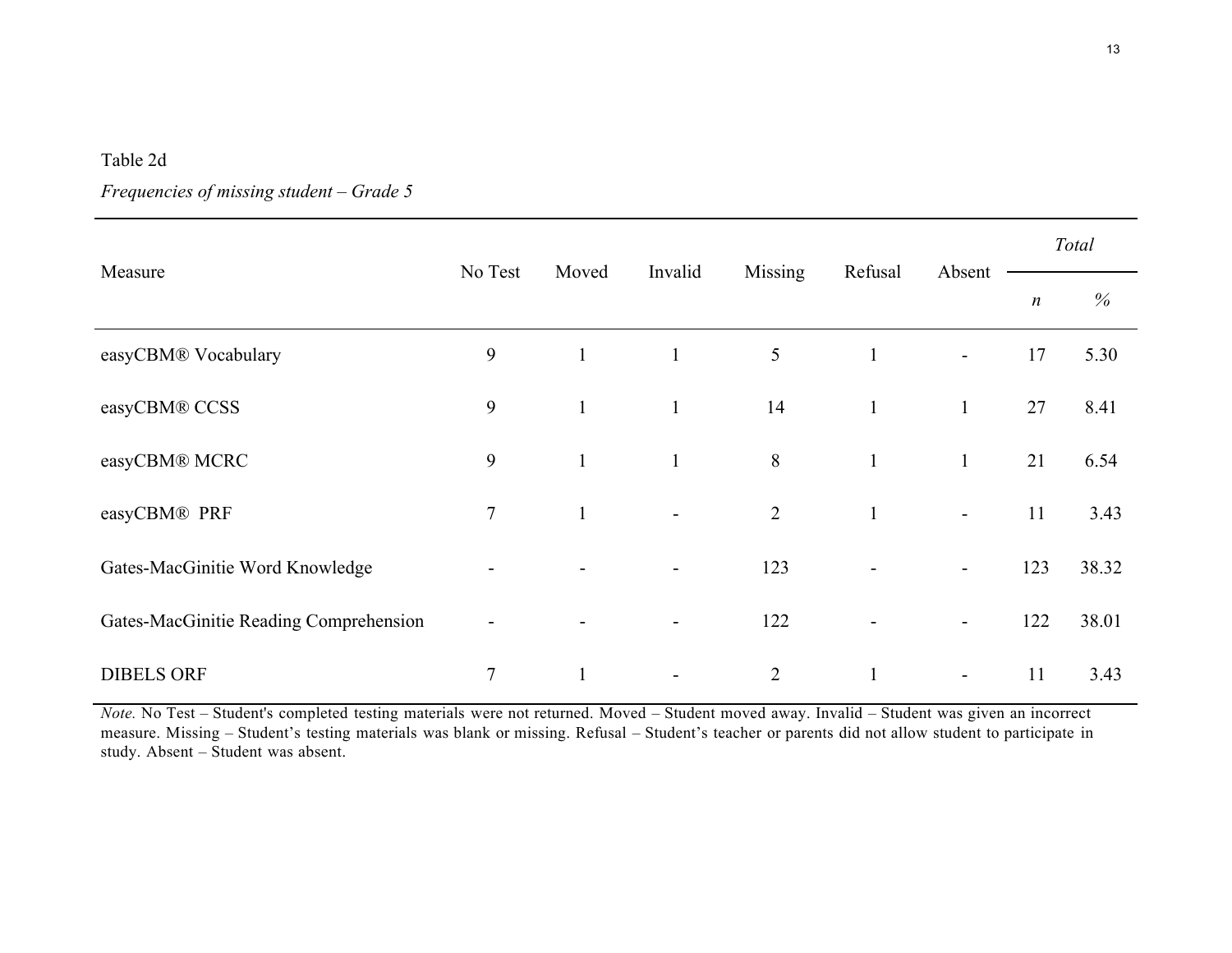Table 2d

*Frequencies of missing student – Grade 5*

| Measure | No Test | Moved | Invalid | Missing | Refusal | Absent | *Total* | |
|---|---|---|---|---|---|---|---|---|
| | | | | | | | *n* | *%* |
| easyCBM® Vocabulary | 9 | 1 | 1 | 5 | 1 | - | 17 | 5.30 |
| easyCBM® CCSS | 9 | 1 | 1 | 14 | 1 | 1 | 27 | 8.41 |
| easyCBM® MCRC | 9 | 1 | 1 | 8 | 1 | 1 | 21 | 6.54 |
| easyCBM® PRF | 7 | 1 | - | 2 | 1 | - | 11 | 3.43 |
| Gates-MacGinitie Word Knowledge | - | - | - | 123 | - | - | 123 | 38.32 |
| Gates-MacGinitie Reading Comprehension | - | - | - | 122 | - | - | 122 | 38.01 |
| DIBELS ORF | 7 | 1 | - | 2 | 1 | - | 11 | 3.43 |

*Note.* No Test – Student's completed testing materials were not returned. Moved – Student moved away. Invalid – Student was given an incorrect measure. Missing – Student's testing materials was blank or missing. Refusal – Student's teacher or parents did not allow student to participate in study. Absent – Student was absent.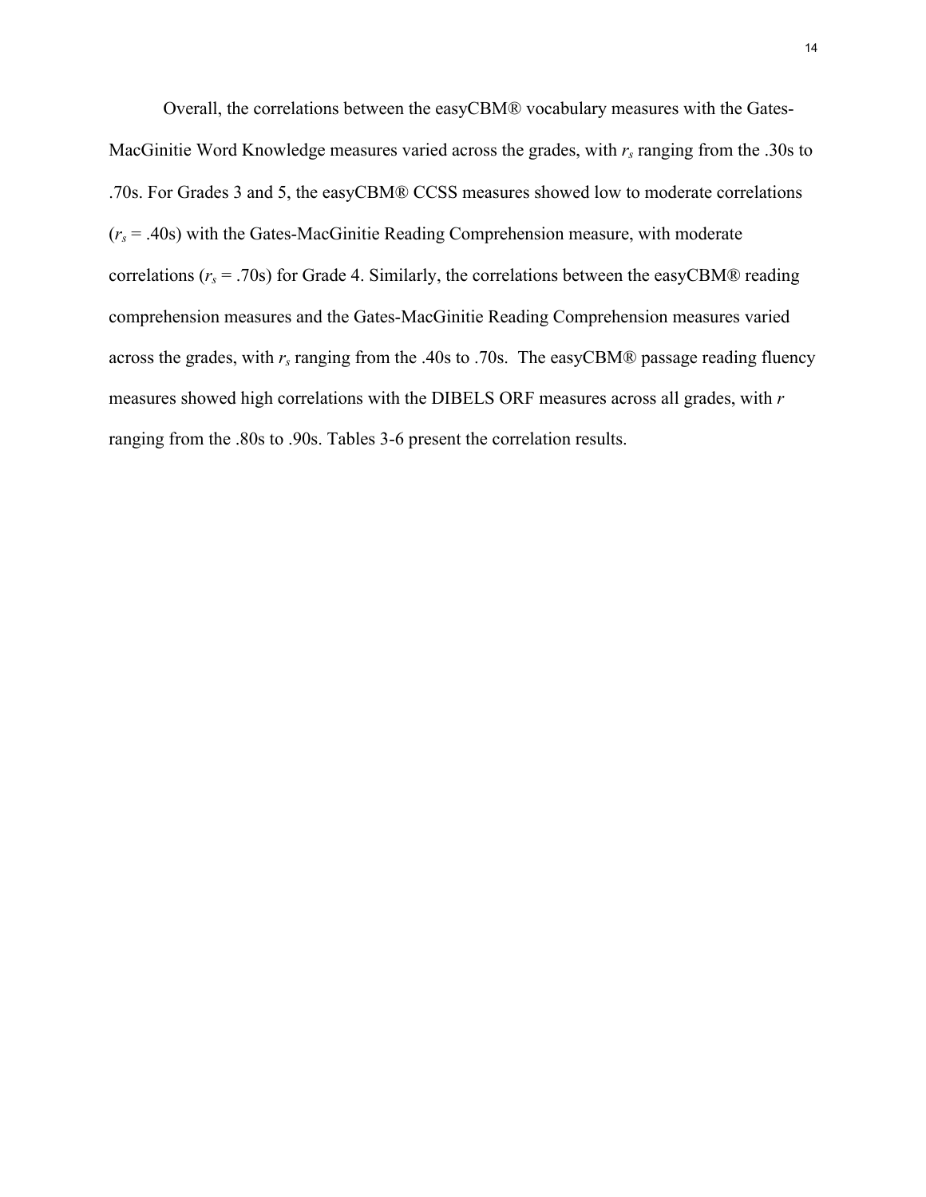Overall, the correlations between the easyCBM® vocabulary measures with the Gates-MacGinitie Word Knowledge measures varied across the grades, with $r_s$ ranging from the .30s to .70s. For Grades 3 and 5, the easyCBM® CCSS measures showed low to moderate correlations ($r_s$ = .40s) with the Gates-MacGinitie Reading Comprehension measure, with moderate correlations ($r_s$ = .70s) for Grade 4. Similarly, the correlations between the easyCBM® reading comprehension measures and the Gates-MacGinitie Reading Comprehension measures varied across the grades, with $r_s$ ranging from the .40s to .70s. The easyCBM® passage reading fluency measures showed high correlations with the DIBELS ORF measures across all grades, with $r$ ranging from the .80s to .90s. Tables 3-6 present the correlation results.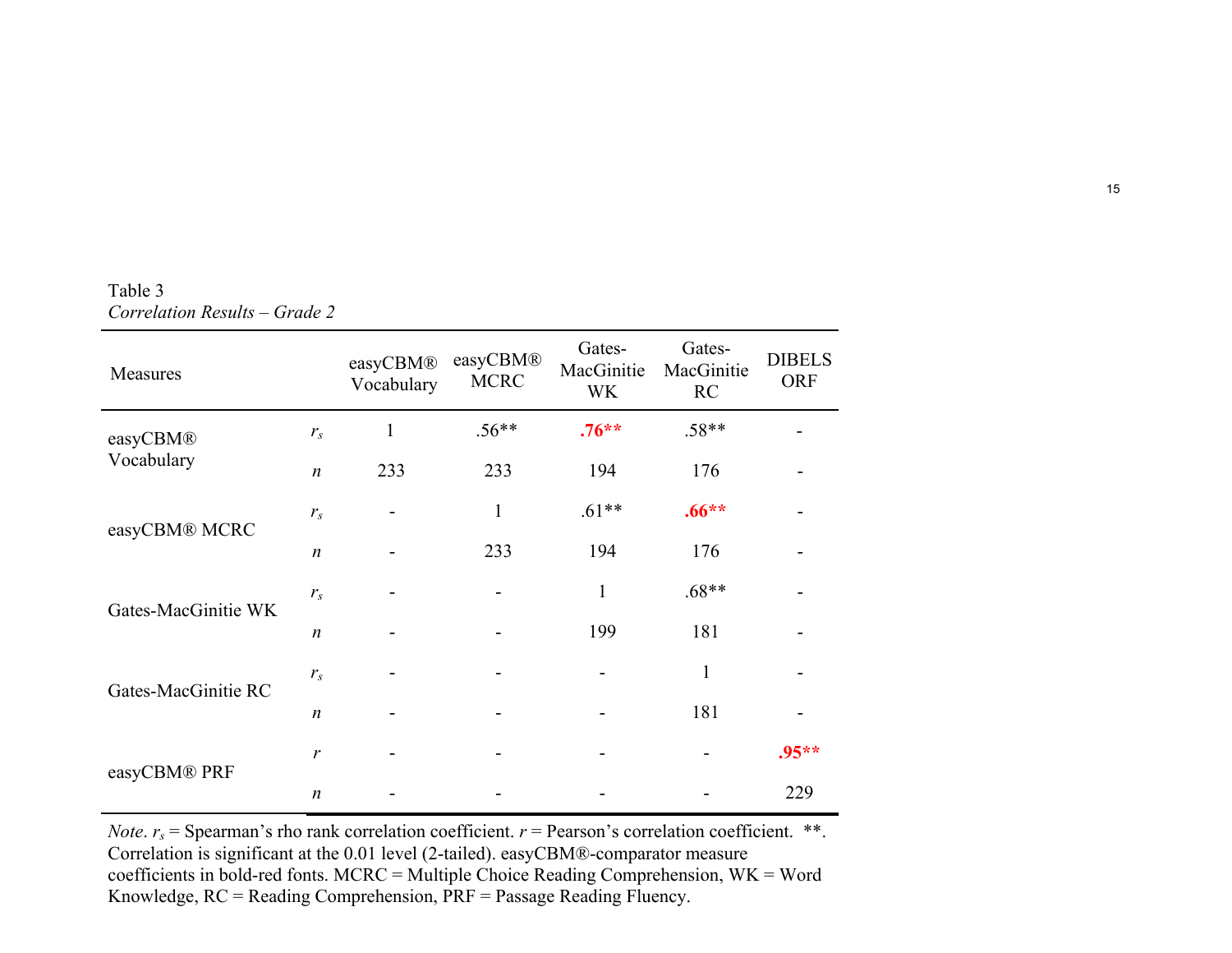Table 3

*Correlation Results – Grade 2*

| Measures | | easyCBM® Vocabulary | easyCBM® MCRC | Gates-MacGinitie WK | Gates-MacGinitie RC | DIBELS ORF |
|---|---|---|---|---|---|---|
| easyCBM® Vocabulary | $r_s$ | 1 | .56** | **.76**** | .58** | - |
| | $n$ | 233 | 233 | 194 | 176 | - |
| easyCBM® MCRC | $r_s$ | - | 1 | .61** | **.66**** | - |
| | $n$ | - | 233 | 194 | 176 | - |
| Gates-MacGinitie WK | $r_s$ | - | - | 1 | .68** | - |
| | $n$ | - | - | 199 | 181 | - |
| Gates-MacGinitie RC | $r_s$ | - | - | - | 1 | - |
| | $n$ | - | - | - | 181 | - |
| easyCBM® PRF | $r$ | - | - | - | - | **.95**** |
| | $n$ | - | - | - | - | 229 |

*Note*. $r_s$ = Spearman's rho rank correlation coefficient. $r$ = Pearson's correlation coefficient. **. Correlation is significant at the 0.01 level (2-tailed). easyCBM®-comparator measure coefficients in bold-red fonts. MCRC = Multiple Choice Reading Comprehension, WK = Word Knowledge, RC = Reading Comprehension, PRF = Passage Reading Fluency.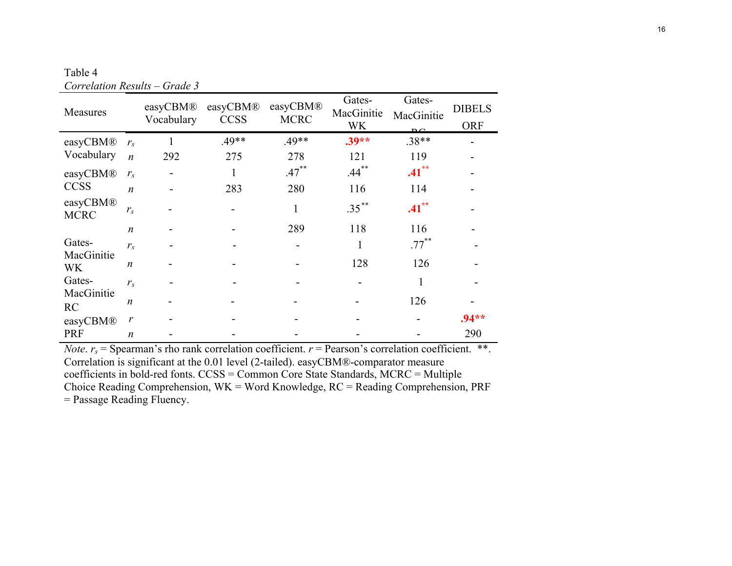Table 4

*Correlation Results – Grade 3*

| Measures | | easyCBM® Vocabulary | easyCBM® CCSS | easyCBM® MCRC | Gates-MacGinitie WK | Gates-MacGinitie RC | DIBELS ORF |
|---|---|---|---|---|---|---|---|
| easyCBM® Vocabulary | $r_s$ | 1 | .49** | .49** | **.39**** | .38** | - |
| | $n$ | 292 | 275 | 278 | 121 | 119 | - |
| easyCBM® CCSS | $r_s$ | - | 1 | .47** | .44** | **.41**** | - |
| | $n$ | - | 283 | 280 | 116 | 114 | - |
| easyCBM® MCRC | $r_s$ | - | - | 1 | .35** | **.41**** | - |
| | $n$ | - | - | 289 | 118 | 116 | - |
| Gates-MacGinitie WK | $r_s$ | - | - | - | 1 | .77** | - |
| | $n$ | - | - | - | 128 | 126 | - |
| Gates-MacGinitie RC | $r_s$ | - | - | - | - | 1 | - |
| | $n$ | - | - | - | - | 126 | - |
| easyCBM® PRF | $r$ | - | - | - | - | - | **.94**** |
| | $n$ | - | - | - | - | - | 290 |

*Note*. $r_s$ = Spearman's rho rank correlation coefficient. $r$ = Pearson's correlation coefficient. **. Correlation is significant at the 0.01 level (2-tailed). easyCBM®-comparator measure coefficients in bold-red fonts. CCSS = Common Core State Standards, MCRC = Multiple Choice Reading Comprehension, WK = Word Knowledge, RC = Reading Comprehension, PRF = Passage Reading Fluency.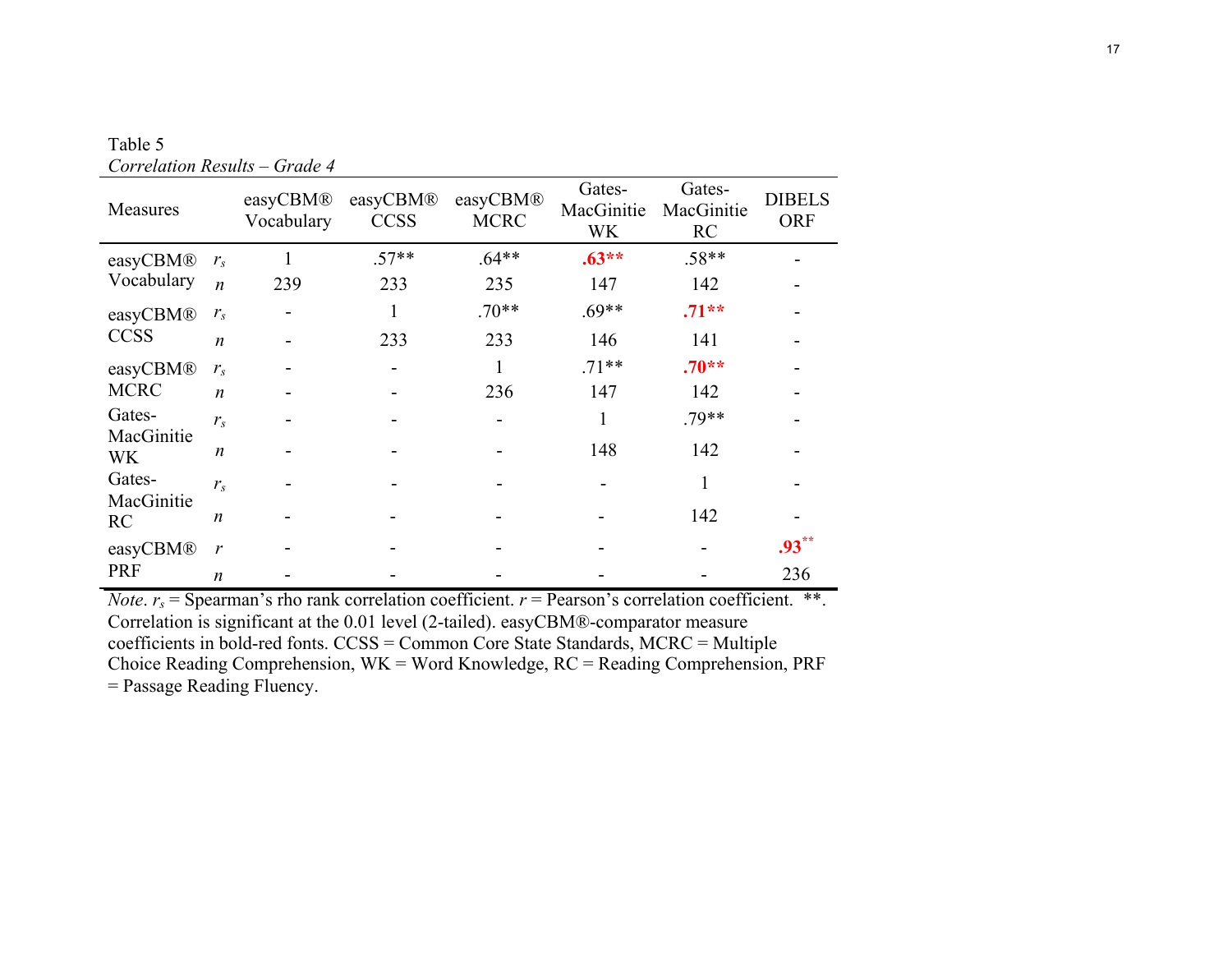Table 5
*Correlation Results – Grade 4*

| Measures | | easyCBM® Vocabulary | easyCBM® CCSS | easyCBM® MCRC | Gates-MacGinitie WK | Gates-MacGinitie RC | DIBELS ORF |
|---|---|---|---|---|---|---|---|
| easyCBM® Vocabulary | $r_s$ | 1 | .57** | .64** | **.63**** | .58** | - |
| | $n$ | 239 | 233 | 235 | 147 | 142 | - |
| easyCBM® CCSS | $r_s$ | - | 1 | .70** | .69** | **.71**** | - |
| | $n$ | - | 233 | 233 | 146 | 141 | - |
| easyCBM® MCRC | $r_s$ | - | - | 1 | .71** | **.70**** | - |
| | $n$ | - | - | 236 | 147 | 142 | - |
| Gates-MacGinitie WK | $r_s$ | - | - | - | 1 | .79** | - |
| | $n$ | - | - | - | 148 | 142 | - |
| Gates-MacGinitie RC | $r_s$ | - | - | - | - | 1 | - |
| | $n$ | - | - | - | - | 142 | - |
| easyCBM® PRF | $r$ | - | - | - | - | - | **.93**** |
| | $n$ | - | - | - | - | - | 236 |

*Note*. $r_s$ = Spearman's rho rank correlation coefficient. $r$ = Pearson's correlation coefficient. **. Correlation is significant at the 0.01 level (2-tailed). easyCBM®-comparator measure coefficients in bold-red fonts. CCSS = Common Core State Standards, MCRC = Multiple Choice Reading Comprehension, WK = Word Knowledge, RC = Reading Comprehension, PRF = Passage Reading Fluency.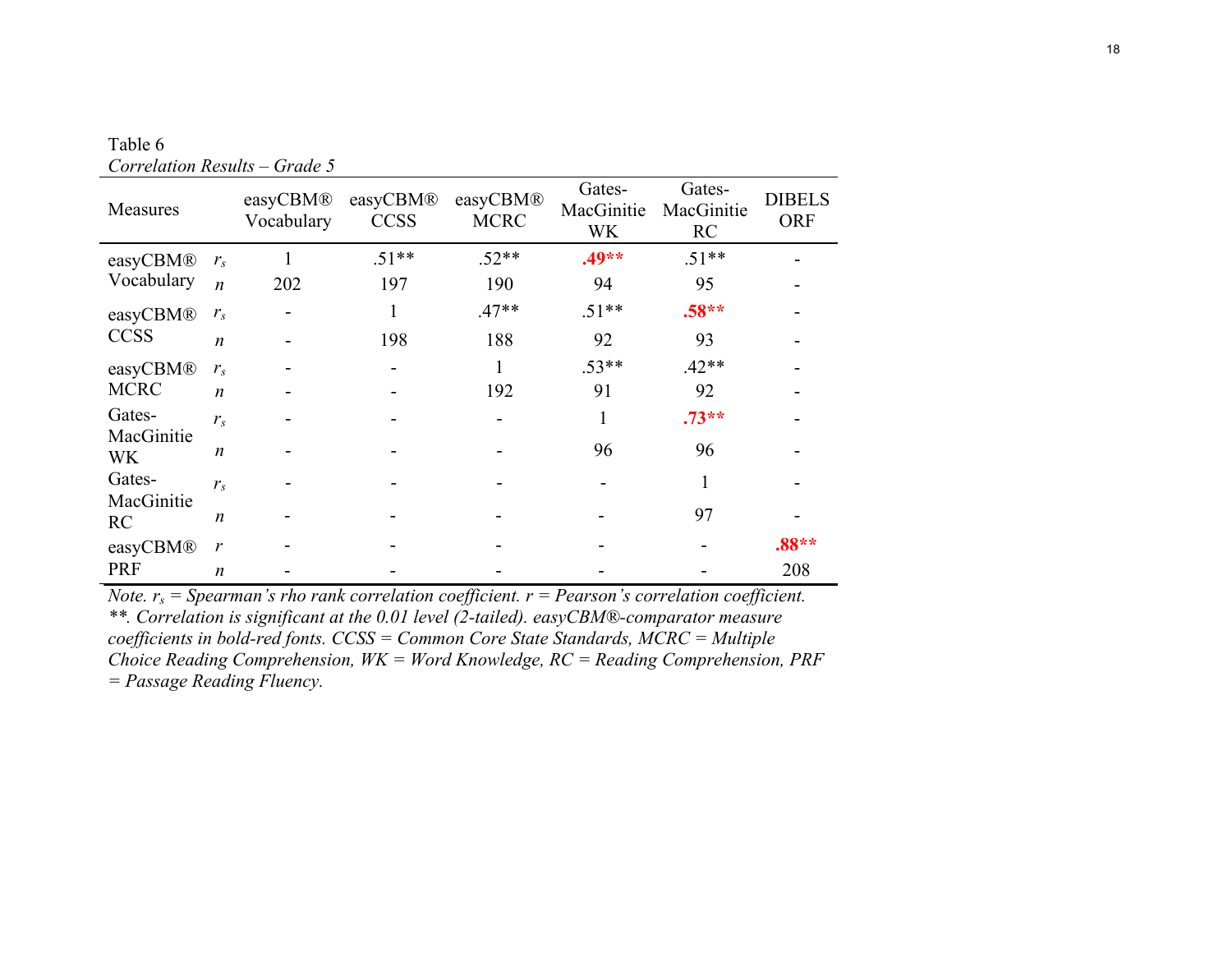Table 6

*Correlation Results – Grade 5*

| Measures | | easyCBM® Vocabulary | easyCBM® CCSS | easyCBM® MCRC | Gates-MacGinitie WK | Gates-MacGinitie RC | DIBELS ORF |
|---|---|---|---|---|---|---|---|
| easyCBM® Vocabulary | $r_s$ | 1 | .51** | .52** | **.49**** | .51** | - |
| | $n$ | 202 | 197 | 190 | 94 | 95 | - |
| easyCBM® CCSS | $r_s$ | - | 1 | .47** | .51** | **.58**** | - |
| | $n$ | - | 198 | 188 | 92 | 93 | - |
| easyCBM® MCRC | $r_s$ | - | - | 1 | .53** | .42** | - |
| | $n$ | - | - | 192 | 91 | 92 | - |
| Gates-MacGinitie WK | $r_s$ | - | - | - | 1 | **.73**** | - |
| | $n$ | - | - | - | 96 | 96 | - |
| Gates-MacGinitie RC | $r_s$ | - | - | - | - | 1 | - |
| | $n$ | - | - | - | - | 97 | - |
| easyCBM® PRF | $r$ | - | - | - | - | - | **.88**** |
| | $n$ | - | - | - | - | - | 208 |

*Note.* $r_s$ *= Spearman's rho rank correlation coefficient.* $r$ *= Pearson's correlation coefficient. **. Correlation is significant at the 0.01 level (2-tailed). easyCBM®-comparator measure coefficients in bold-red fonts. CCSS = Common Core State Standards, MCRC = Multiple Choice Reading Comprehension, WK = Word Knowledge, RC = Reading Comprehension, PRF = Passage Reading Fluency.*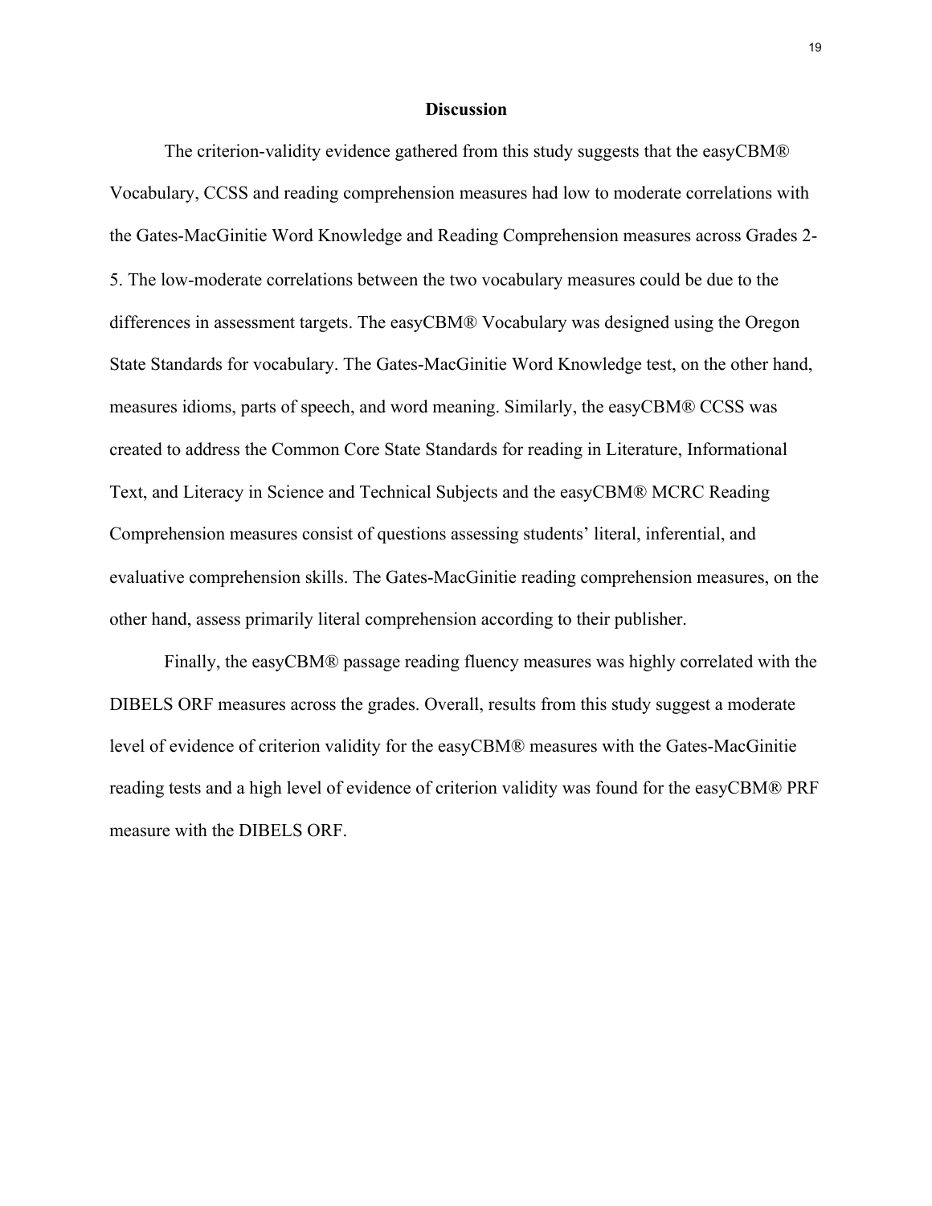# Discussion

The criterion-validity evidence gathered from this study suggests that the easyCBM® Vocabulary, CCSS and reading comprehension measures had low to moderate correlations with the Gates-MacGinitie Word Knowledge and Reading Comprehension measures across Grades 2-5. The low-moderate correlations between the two vocabulary measures could be due to the differences in assessment targets. The easyCBM® Vocabulary was designed using the Oregon State Standards for vocabulary. The Gates-MacGinitie Word Knowledge test, on the other hand, measures idioms, parts of speech, and word meaning. Similarly, the easyCBM® CCSS was created to address the Common Core State Standards for reading in Literature, Informational Text, and Literacy in Science and Technical Subjects and the easyCBM® MCRC Reading Comprehension measures consist of questions assessing students' literal, inferential, and evaluative comprehension skills. The Gates-MacGinitie reading comprehension measures, on the other hand, assess primarily literal comprehension according to their publisher.

Finally, the easyCBM® passage reading fluency measures was highly correlated with the DIBELS ORF measures across the grades. Overall, results from this study suggest a moderate level of evidence of criterion validity for the easyCBM® measures with the Gates-MacGinitie reading tests and a high level of evidence of criterion validity was found for the easyCBM® PRF measure with the DIBELS ORF.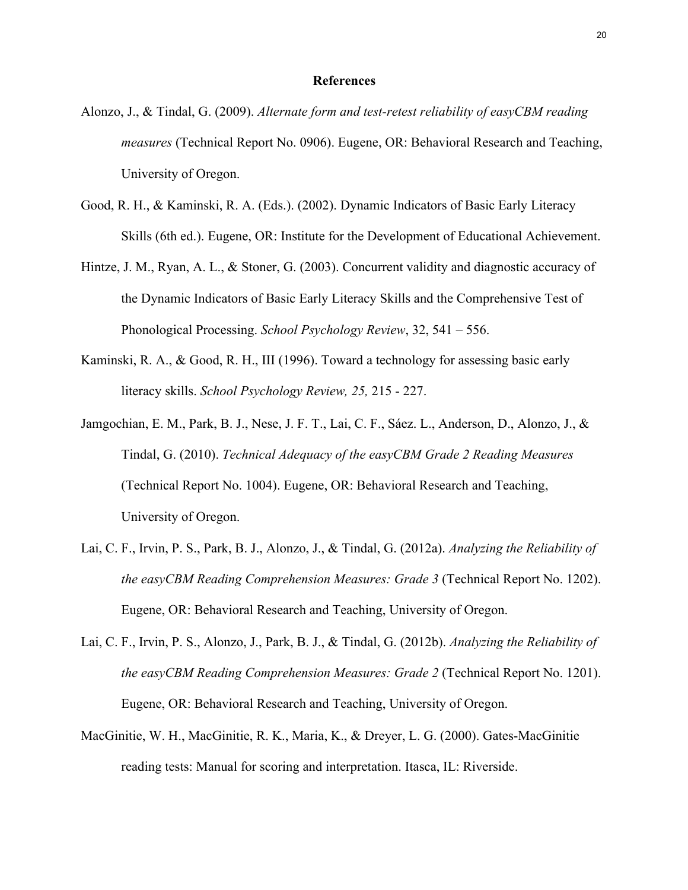## References

Alonzo, J., & Tindal, G. (2009). *Alternate form and test-retest reliability of easyCBM reading measures* (Technical Report No. 0906). Eugene, OR: Behavioral Research and Teaching, University of Oregon.

Good, R. H., & Kaminski, R. A. (Eds.). (2002). Dynamic Indicators of Basic Early Literacy Skills (6th ed.). Eugene, OR: Institute for the Development of Educational Achievement.

Hintze, J. M., Ryan, A. L., & Stoner, G. (2003). Concurrent validity and diagnostic accuracy of the Dynamic Indicators of Basic Early Literacy Skills and the Comprehensive Test of Phonological Processing. *School Psychology Review*, 32, 541 – 556.

Kaminski, R. A., & Good, R. H., III (1996). Toward a technology for assessing basic early literacy skills. *School Psychology Review, 25,* 215 - 227.

Jamgochian, E. M., Park, B. J., Nese, J. F. T., Lai, C. F., Sáez. L., Anderson, D., Alonzo, J., & Tindal, G. (2010). *Technical Adequacy of the easyCBM Grade 2 Reading Measures* (Technical Report No. 1004). Eugene, OR: Behavioral Research and Teaching, University of Oregon.

Lai, C. F., Irvin, P. S., Park, B. J., Alonzo, J., & Tindal, G. (2012a). *Analyzing the Reliability of the easyCBM Reading Comprehension Measures: Grade 3* (Technical Report No. 1202). Eugene, OR: Behavioral Research and Teaching, University of Oregon.

Lai, C. F., Irvin, P. S., Alonzo, J., Park, B. J., & Tindal, G. (2012b). *Analyzing the Reliability of the easyCBM Reading Comprehension Measures: Grade 2* (Technical Report No. 1201). Eugene, OR: Behavioral Research and Teaching, University of Oregon.

MacGinitie, W. H., MacGinitie, R. K., Maria, K., & Dreyer, L. G. (2000). Gates-MacGinitie reading tests: Manual for scoring and interpretation. Itasca, IL: Riverside.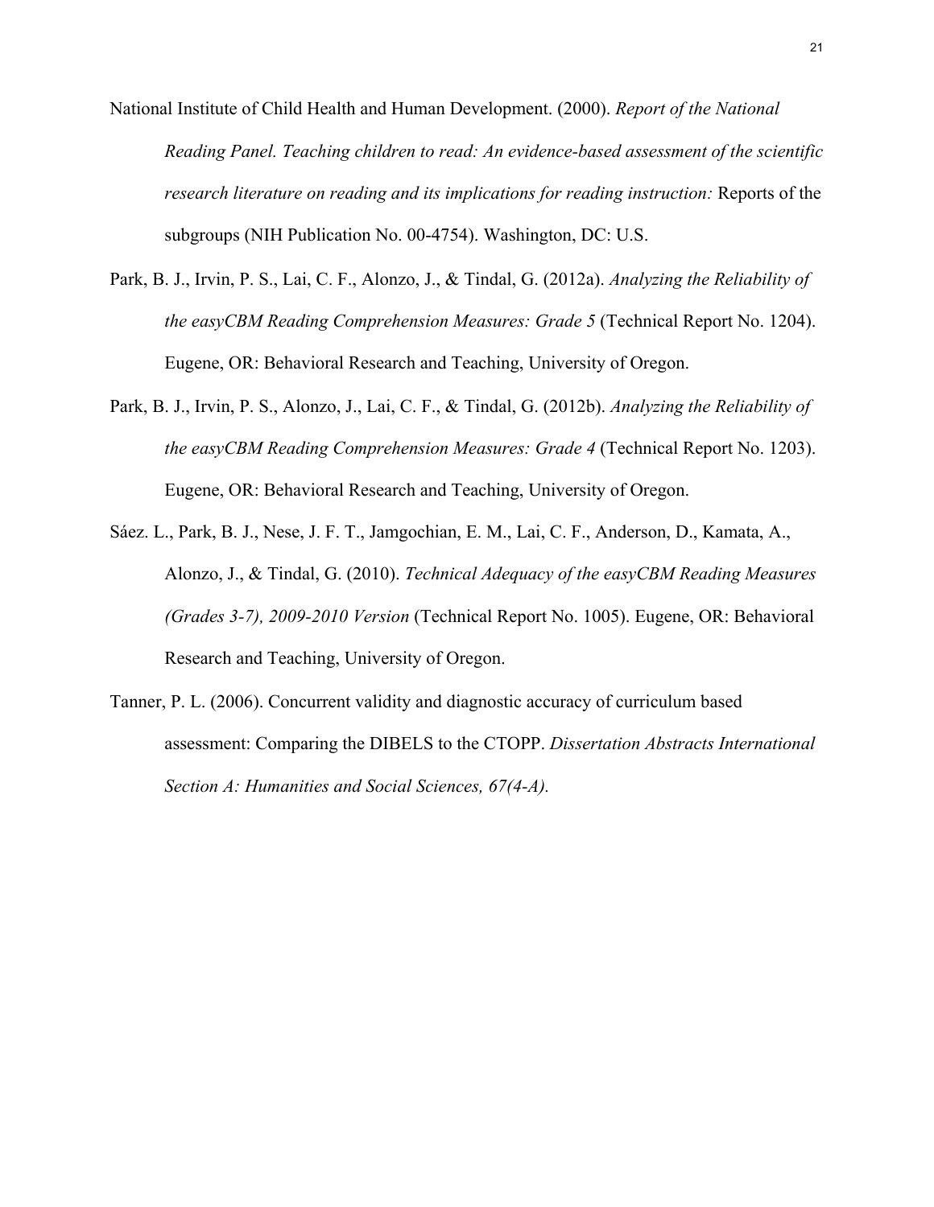National Institute of Child Health and Human Development. (2000). *Report of the National Reading Panel. Teaching children to read: An evidence-based assessment of the scientific research literature on reading and its implications for reading instruction:* Reports of the subgroups (NIH Publication No. 00-4754). Washington, DC: U.S.

Park, B. J., Irvin, P. S., Lai, C. F., Alonzo, J., & Tindal, G. (2012a). *Analyzing the Reliability of the easyCBM Reading Comprehension Measures: Grade 5* (Technical Report No. 1204). Eugene, OR: Behavioral Research and Teaching, University of Oregon.

Park, B. J., Irvin, P. S., Alonzo, J., Lai, C. F., & Tindal, G. (2012b). *Analyzing the Reliability of the easyCBM Reading Comprehension Measures: Grade 4* (Technical Report No. 1203). Eugene, OR: Behavioral Research and Teaching, University of Oregon.

Sáez. L., Park, B. J., Nese, J. F. T., Jamgochian, E. M., Lai, C. F., Anderson, D., Kamata, A., Alonzo, J., & Tindal, G. (2010). *Technical Adequacy of the easyCBM Reading Measures (Grades 3-7), 2009-2010 Version* (Technical Report No. 1005). Eugene, OR: Behavioral Research and Teaching, University of Oregon.

Tanner, P. L. (2006). Concurrent validity and diagnostic accuracy of curriculum based assessment: Comparing the DIBELS to the CTOPP. *Dissertation Abstracts International Section A: Humanities and Social Sciences, 67(4-A).*